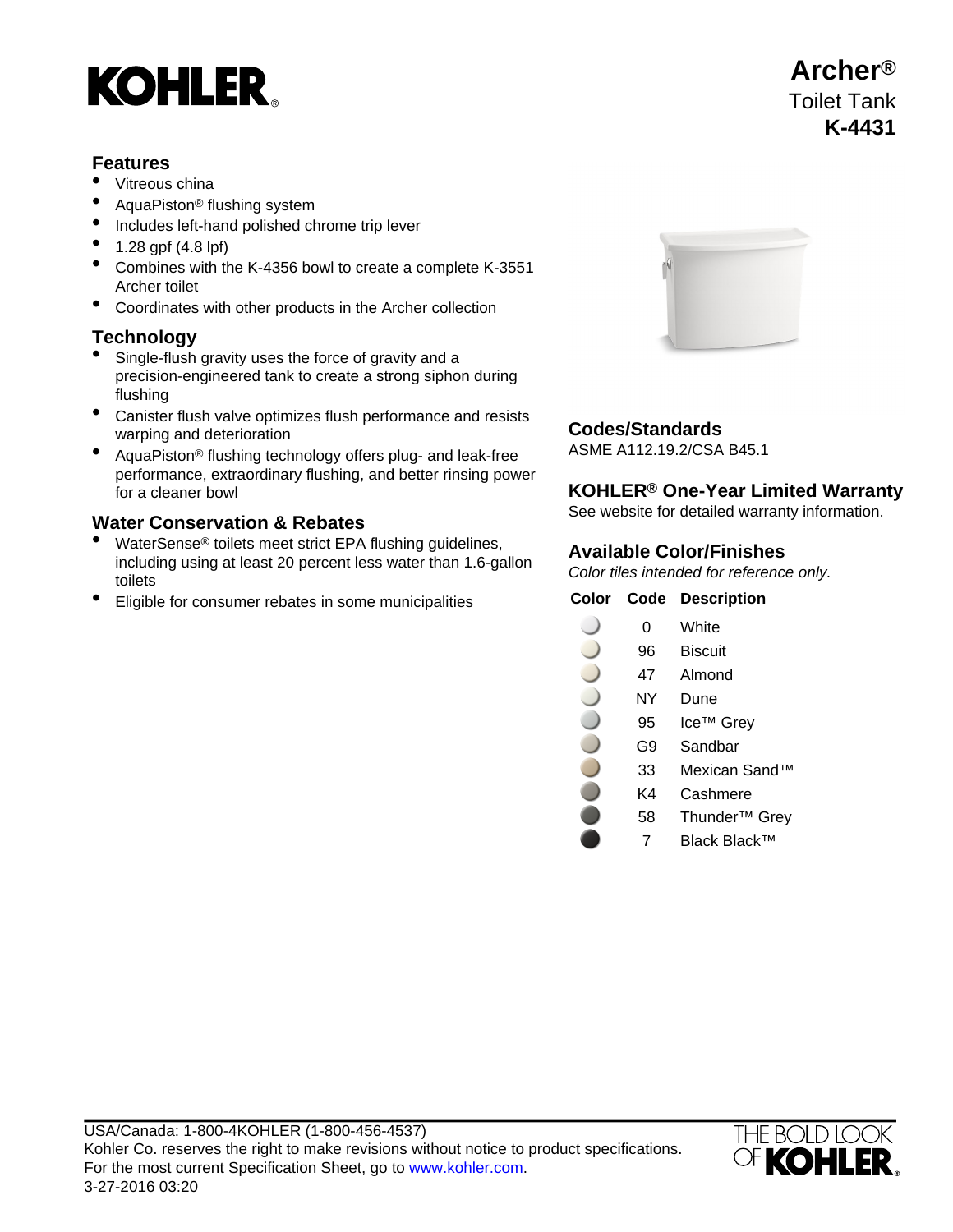# KOHLER

# Archer®

## Toilet Tank

## K-4431

### Features

- Vitreous china
- AquaPiston® flushing system
- Includes left-hand polished chrome trip lever
- 1.28 gpf (4.8 lpf)
- Combines with the K-4356 bowl to create a complete K-3551 Archer toilet
- Coordinates with other products in the Archer collection

### Technology

- Single-flush gravity uses the force of gravity and a precision-engineered tank to create a strong siphon during flushing
- Canister flush valve optimizes flush performance and resists warping and deterioration
- AquaPiston® flushing technology offers plug- and leak-free performance, extraordinary flushing, and better rinsing power for a cleaner bowl

### Water Conservation & Rebates

- WaterSense® toilets meet strict EPA flushing guidelines, including using at least 20 percent less water than 1.6-gallon toilets
- Eligible for consumer rebates in some municipalities

### Codes/Standards

ASME A112.19.2/CSA B45.1

### KOHLER® One-Year Limited Warranty

See website for detailed warranty information.

### Available Color/Finishes

*Color tiles intended for reference only.*

| Color | Code | Description |
|---|---|---|
| | 0 | White |
| | 96 | Biscuit |
| | 47 | Almond |
| | NY | Dune |
| | 95 | Ice™ Grey |
| | G9 | Sandbar |
| | 33 | Mexican Sand™ |
| | K4 | Cashmere |
| | 58 | Thunder™ Grey |
| | 7 | Black Black™ |

USA/Canada: 1-800-4KOHLER (1-800-456-4537)
Kohler Co. reserves the right to make revisions without notice to product specifications.
For the most current Specification Sheet, go to www.kohler.com.
3-27-2016 03:20

THE BOLD LOOK OF KOHLER®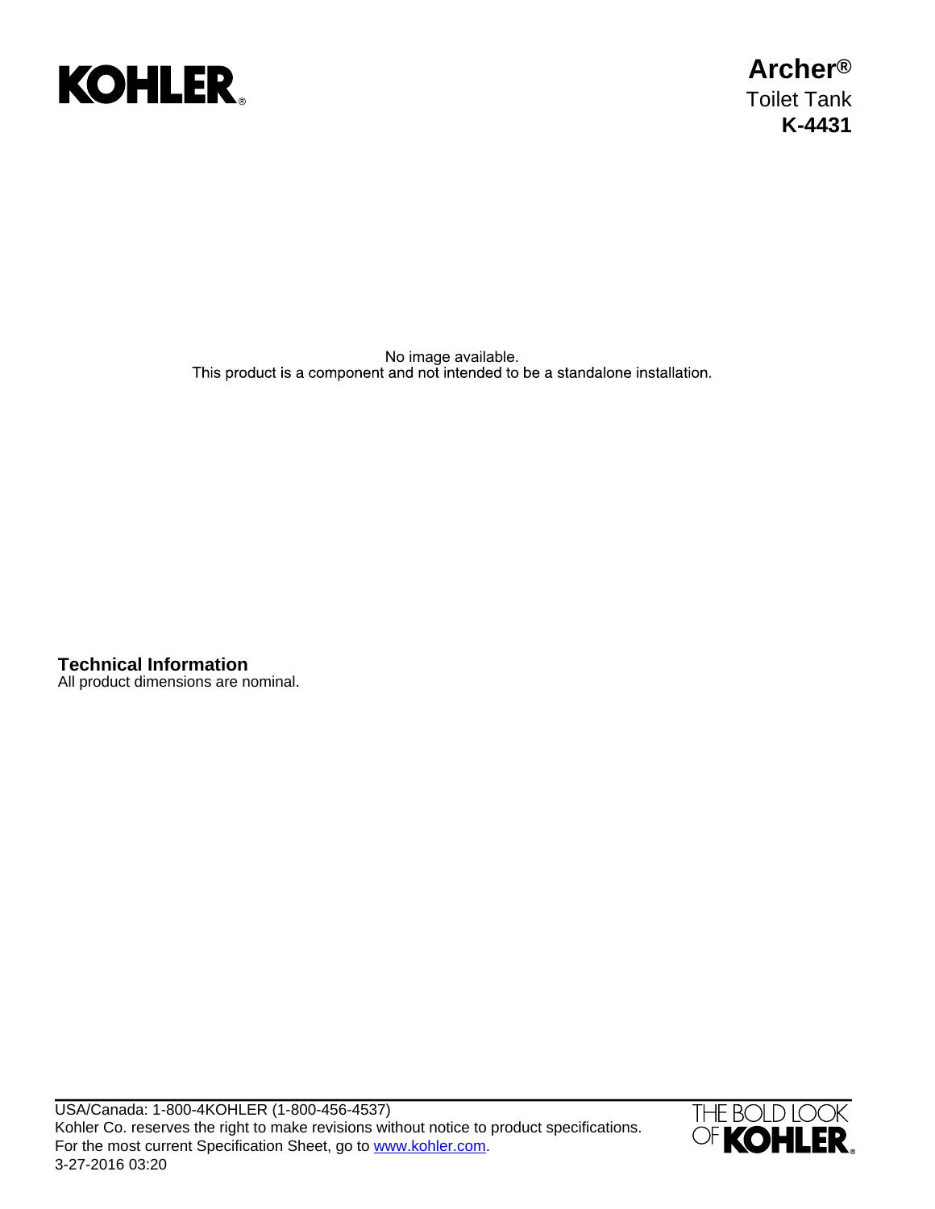# KOHLER

**Archer®**
Toilet Tank
**K-4431**

No image available.
This product is a component and not intended to be a standalone installation.

## Technical Information

All product dimensions are nominal.

USA/Canada: 1-800-4KOHLER (1-800-456-4537)
Kohler Co. reserves the right to make revisions without notice to product specifications.
For the most current Specification Sheet, go to www.kohler.com.
3-27-2016 03:20

THE BOLD LOOK OF KOHLER.